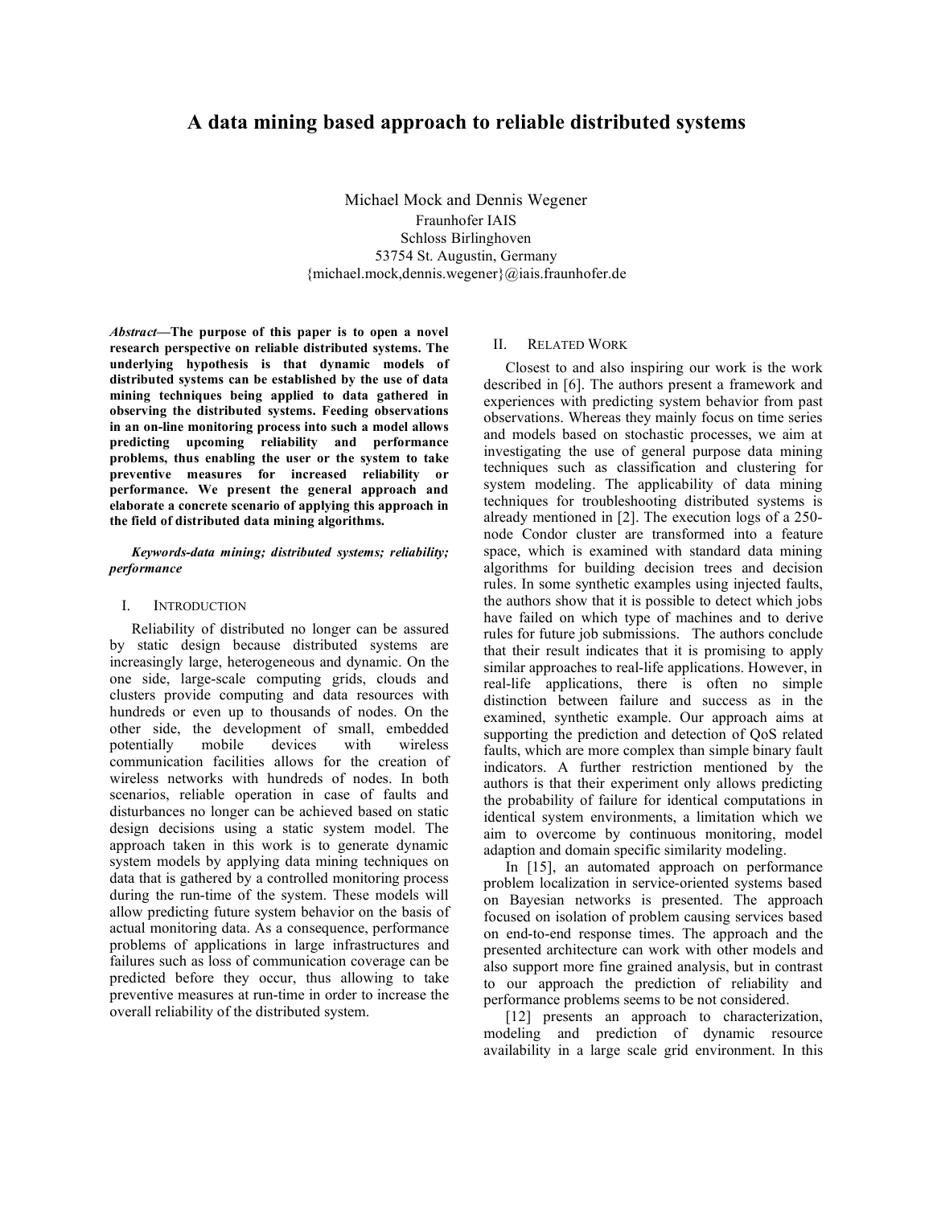# A data mining based approach to reliable distributed systems

Michael Mock and Dennis Wegener
Fraunhofer IAIS
Schloss Birlinghoven
53754 St. Augustin, Germany
{michael.mock,dennis.wegener}@iais.fraunhofer.de

***Abstract*—The purpose of this paper is to open a novel research perspective on reliable distributed systems. The underlying hypothesis is that dynamic models of distributed systems can be established by the use of data mining techniques being applied to data gathered in observing the distributed systems. Feeding observations in an on-line monitoring process into such a model allows predicting upcoming reliability and performance problems, thus enabling the user or the system to take preventive measures for increased reliability or performance. We present the general approach and elaborate a concrete scenario of applying this approach in the field of distributed data mining algorithms.**

***Keywords-data mining; distributed systems; reliability; performance***

## I. Introduction

Reliability of distributed no longer can be assured by static design because distributed systems are increasingly large, heterogeneous and dynamic. On the one side, large-scale computing grids, clouds and clusters provide computing and data resources with hundreds or even up to thousands of nodes. On the other side, the development of small, embedded potentially mobile devices with wireless communication facilities allows for the creation of wireless networks with hundreds of nodes. In both scenarios, reliable operation in case of faults and disturbances no longer can be achieved based on static design decisions using a static system model. The approach taken in this work is to generate dynamic system models by applying data mining techniques on data that is gathered by a controlled monitoring process during the run-time of the system. These models will allow predicting future system behavior on the basis of actual monitoring data. As a consequence, performance problems of applications in large infrastructures and failures such as loss of communication coverage can be predicted before they occur, thus allowing to take preventive measures at run-time in order to increase the overall reliability of the distributed system.

## II. Related Work

Closest to and also inspiring our work is the work described in [6]. The authors present a framework and experiences with predicting system behavior from past observations. Whereas they mainly focus on time series and models based on stochastic processes, we aim at investigating the use of general purpose data mining techniques such as classification and clustering for system modeling. The applicability of data mining techniques for troubleshooting distributed systems is already mentioned in [2]. The execution logs of a 250-node Condor cluster are transformed into a feature space, which is examined with standard data mining algorithms for building decision trees and decision rules. In some synthetic examples using injected faults, the authors show that it is possible to detect which jobs have failed on which type of machines and to derive rules for future job submissions. The authors conclude that their result indicates that it is promising to apply similar approaches to real-life applications. However, in real-life applications, there is often no simple distinction between failure and success as in the examined, synthetic example. Our approach aims at supporting the prediction and detection of QoS related faults, which are more complex than simple binary fault indicators. A further restriction mentioned by the authors is that their experiment only allows predicting the probability of failure for identical computations in identical system environments, a limitation which we aim to overcome by continuous monitoring, model adaption and domain specific similarity modeling.

In [15], an automated approach on performance problem localization in service-oriented systems based on Bayesian networks is presented. The approach focused on isolation of problem causing services based on end-to-end response times. The approach and the presented architecture can work with other models and also support more fine grained analysis, but in contrast to our approach the prediction of reliability and performance problems seems to be not considered.

[12] presents an approach to characterization, modeling and prediction of dynamic resource availability in a large scale grid environment. In this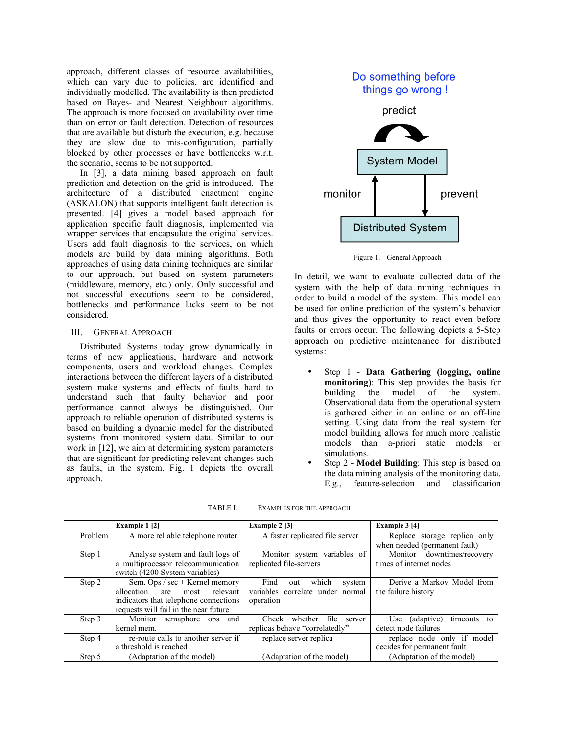approach, different classes of resource availabilities, which can vary due to policies, are identified and individually modelled. The availability is then predicted based on Bayes- and Nearest Neighbour algorithms. The approach is more focused on availability over time than on error or fault detection. Detection of resources that are available but disturb the execution, e.g. because they are slow due to mis-configuration, partially blocked by other processes or have bottlenecks w.r.t. the scenario, seems to be not supported.

In [3], a data mining based approach on fault prediction and detection on the grid is introduced. The architecture of a distributed enactment engine (ASKALON) that supports intelligent fault detection is presented. [4] gives a model based approach for application specific fault diagnosis, implemented via wrapper services that encapsulate the original services. Users add fault diagnosis to the services, on which models are build by data mining algorithms. Both approaches of using data mining techniques are similar to our approach, but based on system parameters (middleware, memory, etc.) only. Only successful and not successful executions seem to be considered, bottlenecks and performance lacks seem to be not considered.

## III. General Approach

Distributed Systems today grow dynamically in terms of new applications, hardware and network components, users and workload changes. Complex interactions between the different layers of a distributed system make systems and effects of faults hard to understand such that faulty behavior and poor performance cannot always be distinguished. Our approach to reliable operation of distributed systems is based on building a dynamic model for the distributed systems from monitored system data. Similar to our work in [12], we aim at determining system parameters that are significant for predicting relevant changes such as faults, in the system. Fig. 1 depicts the overall approach.

Do something before things go wrong !

predict

System Model

monitor | prevent

Distributed System

Figure 1. General Approach

In detail, we want to evaluate collected data of the system with the help of data mining techniques in order to build a model of the system. This model can be used for online prediction of the system's behavior and thus gives the opportunity to react even before faults or errors occur. The following depicts a 5-Step approach on predictive maintenance for distributed systems:

- Step 1 - **Data Gathering (logging, online monitoring)**: This step provides the basis for building the model of the system. Observational data from the operational system is gathered either in an online or an off-line setting. Using data from the real system for model building allows for much more realistic models than a-priori static models or simulations.
- Step 2 - **Model Building**: This step is based on the data mining analysis of the monitoring data. E.g., feature-selection and classification

TABLE I. Examples for the Approach

| | **Example 1 [2]** | **Example 2 [3]** | **Example 3 [4]** |
|---|---|---|---|
| Problem | A more reliable telephone router | A faster replicated file server | Replace storage replica only when needed (permanent fault) |
| Step 1 | Analyse system and fault logs of a multiprocessor telecommunication switch (4200 System variables) | Monitor system variables of replicated file-servers | Monitor downtimes/recovery times of internet nodes |
| Step 2 | Sem. Ops / sec + Kernel memory allocation are most relevant indicators that telephone connections requests will fail in the near future | Find out which system variables correlate under normal operation | Derive a Markov Model from the failure history |
| Step 3 | Monitor semaphore ops and kernel mem. | Check whether file server replicas behave "correlatedly" | Use (adaptive) timeouts to detect node failures |
| Step 4 | re-route calls to another server if a threshold is reached | replace server replica | replace node only if model decides for permanent fault |
| Step 5 | (Adaptation of the model) | (Adaptation of the model) | (Adaptation of the model) |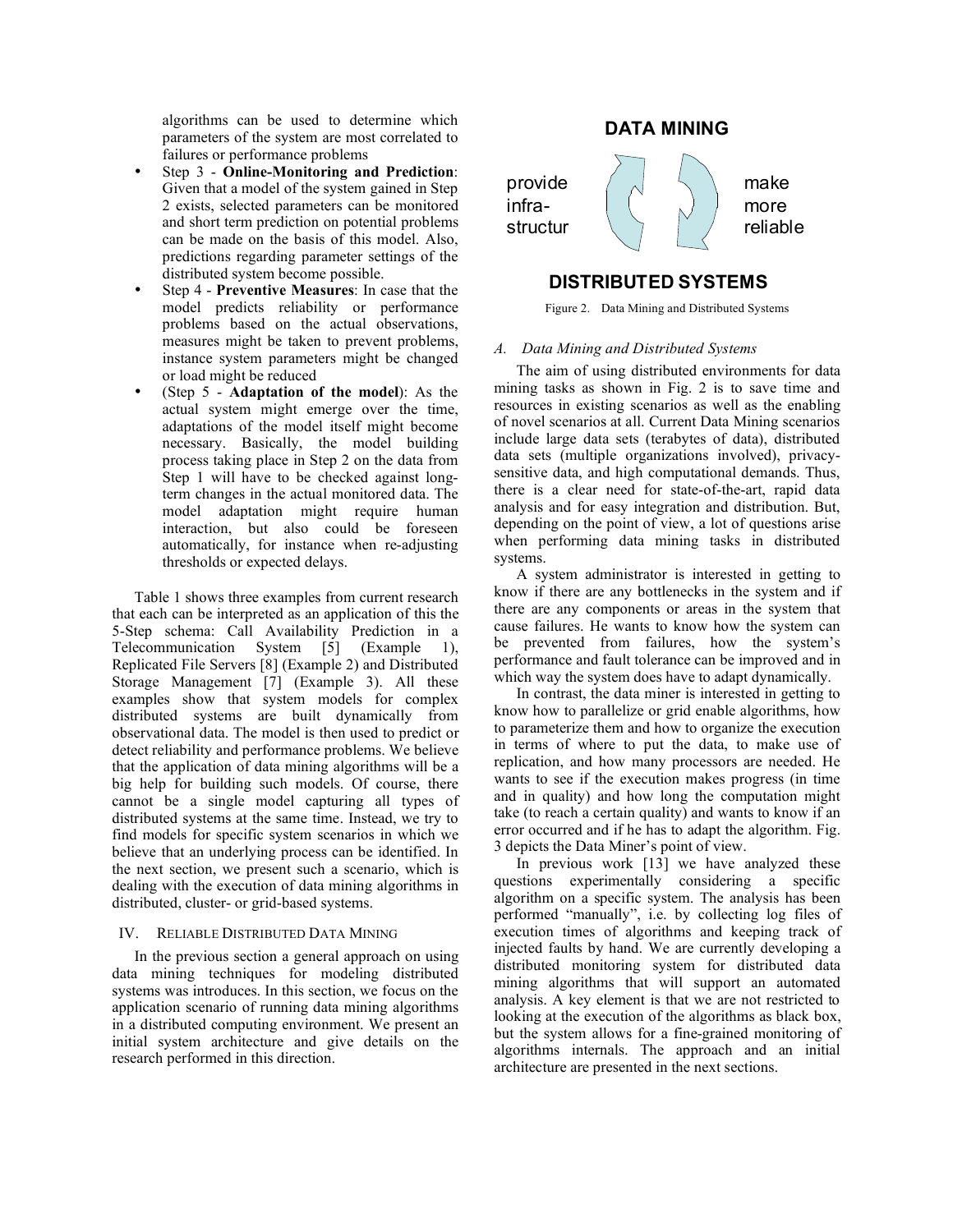algorithms can be used to determine which parameters of the system are most correlated to failures or performance problems

- Step 3 - **Online-Monitoring and Prediction**: Given that a model of the system gained in Step 2 exists, selected parameters can be monitored and short term prediction on potential problems can be made on the basis of this model. Also, predictions regarding parameter settings of the distributed system become possible.
- Step 4 - **Preventive Measures**: In case that the model predicts reliability or performance problems based on the actual observations, measures might be taken to prevent problems, instance system parameters might be changed or load might be reduced
- (Step 5 - **Adaptation of the model**): As the actual system might emerge over the time, adaptations of the model itself might become necessary. Basically, the model building process taking place in Step 2 on the data from Step 1 will have to be checked against long-term changes in the actual monitored data. The model adaptation might require human interaction, but also could be foreseen automatically, for instance when re-adjusting thresholds or expected delays.

Table 1 shows three examples from current research that each can be interpreted as an application of this the 5-Step schema: Call Availability Prediction in a Telecommunication System [5] (Example 1), Replicated File Servers [8] (Example 2) and Distributed Storage Management [7] (Example 3). All these examples show that system models for complex distributed systems are built dynamically from observational data. The model is then used to predict or detect reliability and performance problems. We believe that the application of data mining algorithms will be a big help for building such models. Of course, there cannot be a single model capturing all types of distributed systems at the same time. Instead, we try to find models for specific system scenarios in which we believe that an underlying process can be identified. In the next section, we present such a scenario, which is dealing with the execution of data mining algorithms in distributed, cluster- or grid-based systems.

## IV. Reliable Distributed Data Mining

In the previous section a general approach on using data mining techniques for modeling distributed systems was introduces. In this section, we focus on the application scenario of running data mining algorithms in a distributed computing environment. We present an initial system architecture and give details on the research performed in this direction.

**DATA MINING**

provide infra- structur | make more reliable

**DISTRIBUTED SYSTEMS**

Figure 2. Data Mining and Distributed Systems

### A. *Data Mining and Distributed Systems*

The aim of using distributed environments for data mining tasks as shown in Fig. 2 is to save time and resources in existing scenarios as well as the enabling of novel scenarios at all. Current Data Mining scenarios include large data sets (terabytes of data), distributed data sets (multiple organizations involved), privacy-sensitive data, and high computational demands. Thus, there is a clear need for state-of-the-art, rapid data analysis and for easy integration and distribution. But, depending on the point of view, a lot of questions arise when performing data mining tasks in distributed systems.

A system administrator is interested in getting to know if there are any bottlenecks in the system and if there are any components or areas in the system that cause failures. He wants to know how the system can be prevented from failures, how the system's performance and fault tolerance can be improved and in which way the system does have to adapt dynamically.

In contrast, the data miner is interested in getting to know how to parallelize or grid enable algorithms, how to parameterize them and how to organize the execution in terms of where to put the data, to make use of replication, and how many processors are needed. He wants to see if the execution makes progress (in time and in quality) and how long the computation might take (to reach a certain quality) and wants to know if an error occurred and if he has to adapt the algorithm. Fig. 3 depicts the Data Miner's point of view.

In previous work [13] we have analyzed these questions experimentally considering a specific algorithm on a specific system. The analysis has been performed "manually", i.e. by collecting log files of execution times of algorithms and keeping track of injected faults by hand. We are currently developing a distributed monitoring system for distributed data mining algorithms that will support an automated analysis. A key element is that we are not restricted to looking at the execution of the algorithms as black box, but the system allows for a fine-grained monitoring of algorithms internals. The approach and an initial architecture are presented in the next sections.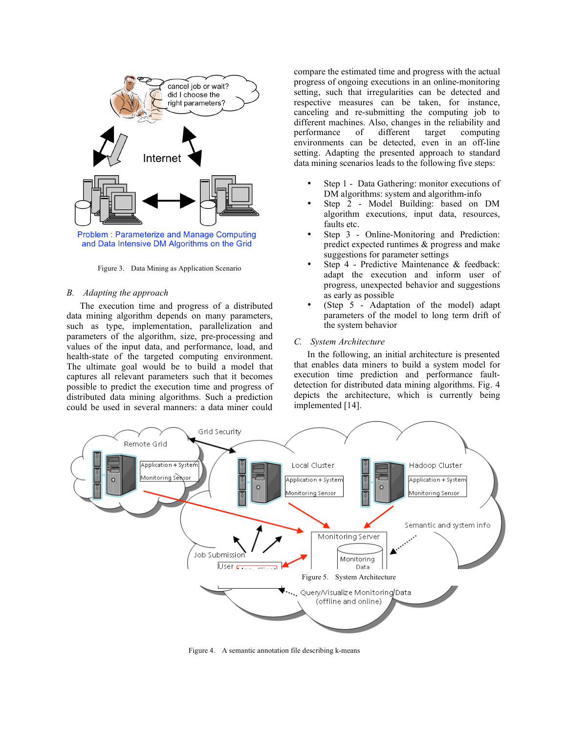Figure 3. Data Mining as Application Scenario

## B. Adapting the approach

The execution time and progress of a distributed data mining algorithm depends on many parameters, such as type, implementation, parallelization and parameters of the algorithm, size, pre-processing and values of the input data, and performance, load, and health-state of the targeted computing environment. The ultimate goal would be to build a model that captures all relevant parameters such that it becomes possible to predict the execution time and progress of distributed data mining algorithms. Such a prediction could be used in several manners: a data miner could compare the estimated time and progress with the actual progress of ongoing executions in an online-monitoring setting, such that irregularities can be detected and respective measures can be taken, for instance, canceling and re-submitting the computing job to different machines. Also, changes in the reliability and performance of different target computing environments can be detected, even in an off-line setting. Adapting the presented approach to standard data mining scenarios leads to the following five steps:

- Step 1 - Data Gathering: monitor executions of DM algorithms: system and algorithm-info
- Step 2 - Model Building: based on DM algorithm executions, input data, resources, faults etc.
- Step 3 - Online-Monitoring and Prediction: predict expected runtimes & progress and make suggestions for parameter settings
- Step 4 - Predictive Maintenance & feedback: adapt the execution and inform user of progress, unexpected behavior and suggestions as early as possible
- (Step 5 - Adaptation of the model) adapt parameters of the model to long term drift of the system behavior

## C. System Architecture

In the following, an initial architecture is presented that enables data miners to build a system model for execution time prediction and performance fault-detection for distributed data mining algorithms. Fig. 4 depicts the architecture, which is currently being implemented [14].

Figure 5. System Architecture

Figure 4. A semantic annotation file describing k-means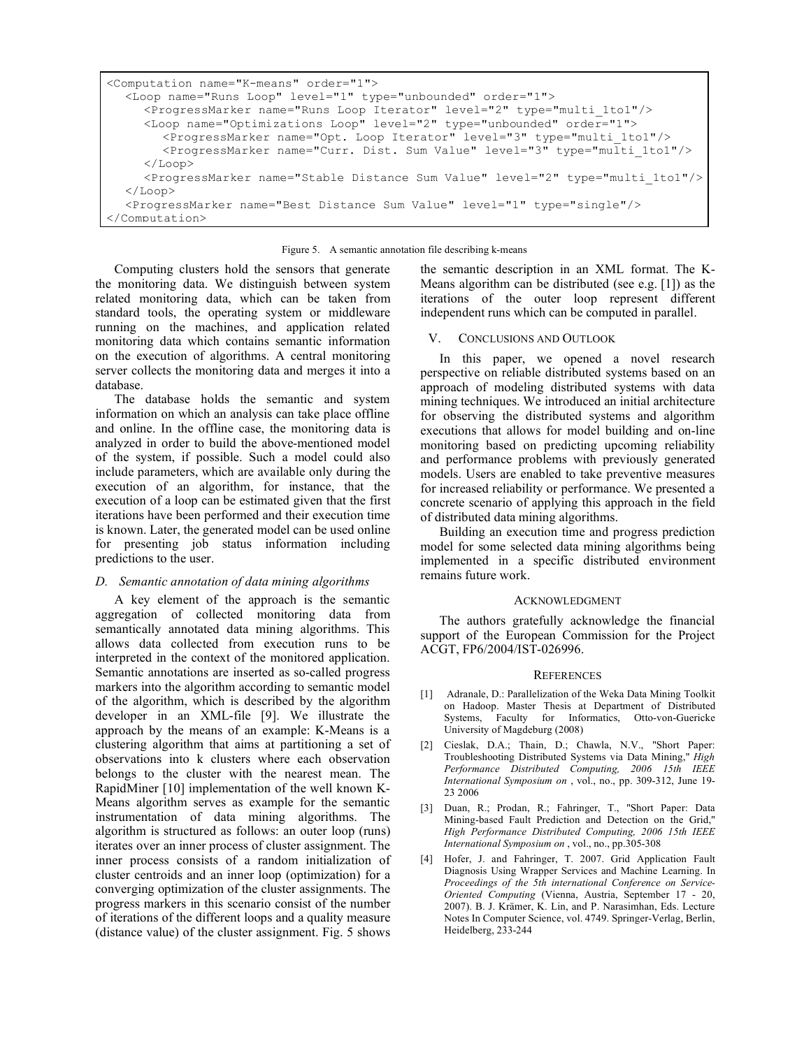```
<Computation name="K-means" order="1">
   <Loop name="Runs Loop" level="1" type="unbounded" order="1">
      <ProgressMarker name="Runs Loop Iterator" level="2" type="multi_1to1"/>
      <Loop name="Optimizations Loop" level="2" type="unbounded" order="1">
         <ProgressMarker name="Opt. Loop Iterator" level="3" type="multi_1to1"/>
         <ProgressMarker name="Curr. Dist. Sum Value" level="3" type="multi_1to1"/>
      </Loop>
      <ProgressMarker name="Stable Distance Sum Value" level="2" type="multi_1to1"/>
   </Loop>
   <ProgressMarker name="Best Distance Sum Value" level="1" type="single"/>
</Computation>
```

Figure 5. A semantic annotation file describing k-means

Computing clusters hold the sensors that generate the monitoring data. We distinguish between system related monitoring data, which can be taken from standard tools, the operating system or middleware running on the machines, and application related monitoring data which contains semantic information on the execution of algorithms. A central monitoring server collects the monitoring data and merges it into a database.

The database holds the semantic and system information on which an analysis can take place offline and online. In the offline case, the monitoring data is analyzed in order to build the above-mentioned model of the system, if possible. Such a model could also include parameters, which are available only during the execution of an algorithm, for instance, that the execution of a loop can be estimated given that the first iterations have been performed and their execution time is known. Later, the generated model can be used online for presenting job status information including predictions to the user.

### *D. Semantic annotation of data mining algorithms*

A key element of the approach is the semantic aggregation of collected monitoring data from semantically annotated data mining algorithms. This allows data collected from execution runs to be interpreted in the context of the monitored application. Semantic annotations are inserted as so-called progress markers into the algorithm according to semantic model of the algorithm, which is described by the algorithm developer in an XML-file [9]. We illustrate the approach by the means of an example: K-Means is a clustering algorithm that aims at partitioning a set of observations into k clusters where each observation belongs to the cluster with the nearest mean. The RapidMiner [10] implementation of the well known K-Means algorithm serves as example for the semantic instrumentation of data mining algorithms. The algorithm is structured as follows: an outer loop (runs) iterates over an inner process of cluster assignment. The inner process consists of a random initialization of cluster centroids and an inner loop (optimization) for a converging optimization of the cluster assignments. The progress markers in this scenario consist of the number of iterations of the different loops and a quality measure (distance value) of the cluster assignment. Fig. 5 shows the semantic description in an XML format. The K-Means algorithm can be distributed (see e.g. [1]) as the iterations of the outer loop represent different independent runs which can be computed in parallel.

## V. Conclusions and Outlook

In this paper, we opened a novel research perspective on reliable distributed systems based on an approach of modeling distributed systems with data mining techniques. We introduced an initial architecture for observing the distributed systems and algorithm executions that allows for model building and on-line monitoring based on predicting upcoming reliability and performance problems with previously generated models. Users are enabled to take preventive measures for increased reliability or performance. We presented a concrete scenario of applying this approach in the field of distributed data mining algorithms.

Building an execution time and progress prediction model for some selected data mining algorithms being implemented in a specific distributed environment remains future work.

## Acknowledgment

The authors gratefully acknowledge the financial support of the European Commission for the Project ACGT, FP6/2004/IST-026996.

## References

[1] Adranale, D.: Parallelization of the Weka Data Mining Toolkit on Hadoop. Master Thesis at Department of Distributed Systems, Faculty for Informatics, Otto-von-Guericke University of Magdeburg (2008)

[2] Cieslak, D.A.; Thain, D.; Chawla, N.V., "Short Paper: Troubleshooting Distributed Systems via Data Mining," *High Performance Distributed Computing, 2006 15th IEEE International Symposium on* , vol., no., pp. 309-312, June 19-23 2006

[3] Duan, R.; Prodan, R.; Fahringer, T., "Short Paper: Data Mining-based Fault Prediction and Detection on the Grid," *High Performance Distributed Computing, 2006 15th IEEE International Symposium on* , vol., no., pp.305-308

[4] Hofer, J. and Fahringer, T. 2007. Grid Application Fault Diagnosis Using Wrapper Services and Machine Learning. In *Proceedings of the 5th international Conference on Service-Oriented Computing* (Vienna, Austria, September 17 - 20, 2007). B. J. Krämer, K. Lin, and P. Narasimhan, Eds. Lecture Notes In Computer Science, vol. 4749. Springer-Verlag, Berlin, Heidelberg, 233-244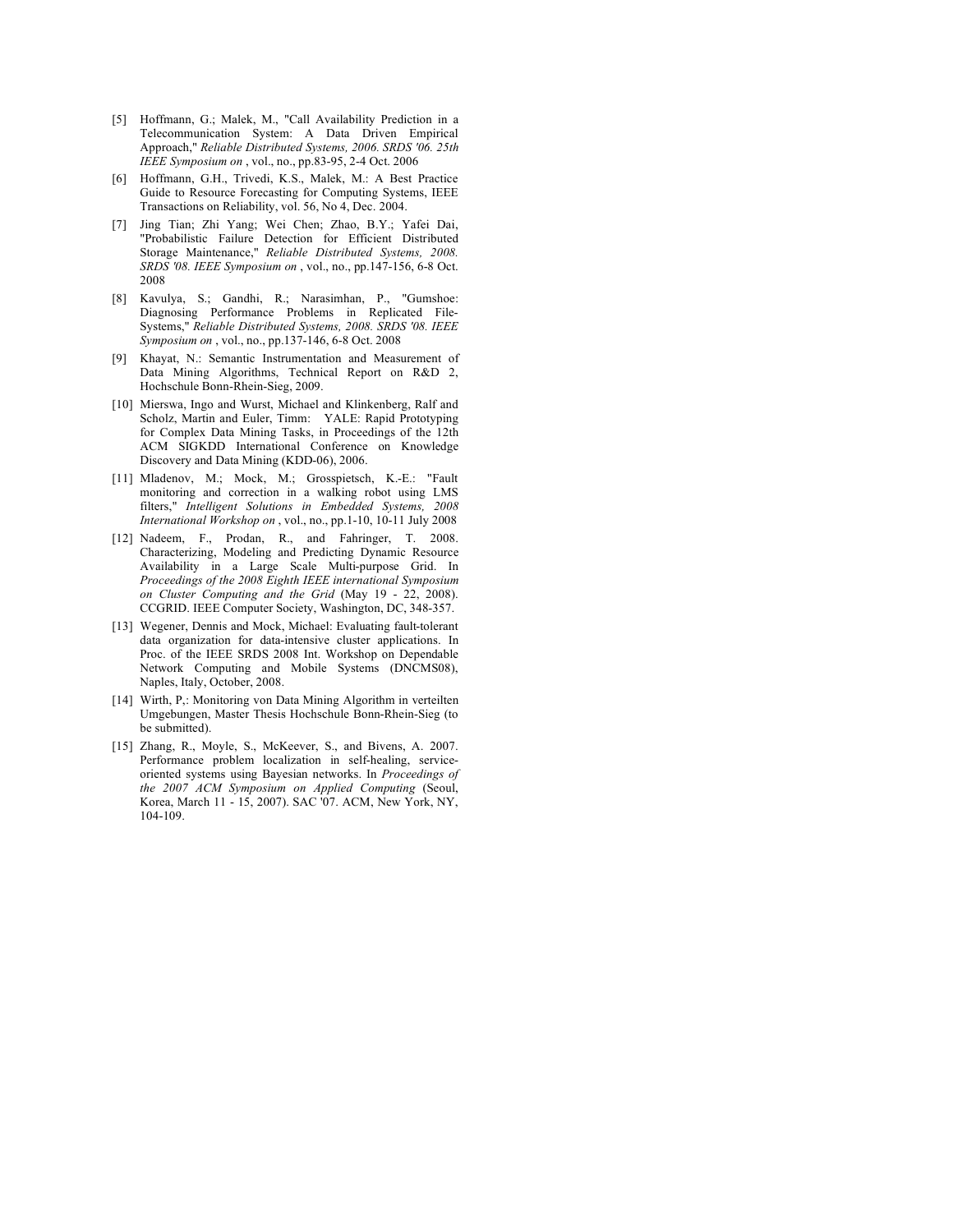[5] Hoffmann, G.; Malek, M., "Call Availability Prediction in a Telecommunication System: A Data Driven Empirical Approach," *Reliable Distributed Systems, 2006. SRDS '06. 25th IEEE Symposium on* , vol., no., pp.83-95, 2-4 Oct. 2006

[6] Hoffmann, G.H., Trivedi, K.S., Malek, M.: A Best Practice Guide to Resource Forecasting for Computing Systems, IEEE Transactions on Reliability, vol. 56, No 4, Dec. 2004.

[7] Jing Tian; Zhi Yang; Wei Chen; Zhao, B.Y.; Yafei Dai, "Probabilistic Failure Detection for Efficient Distributed Storage Maintenance," *Reliable Distributed Systems, 2008. SRDS '08. IEEE Symposium on* , vol., no., pp.147-156, 6-8 Oct. 2008

[8] Kavulya, S.; Gandhi, R.; Narasimhan, P., "Gumshoe: Diagnosing Performance Problems in Replicated File-Systems," *Reliable Distributed Systems, 2008. SRDS '08. IEEE Symposium on* , vol., no., pp.137-146, 6-8 Oct. 2008

[9] Khayat, N.: Semantic Instrumentation and Measurement of Data Mining Algorithms, Technical Report on R&D 2, Hochschule Bonn-Rhein-Sieg, 2009.

[10] Mierswa, Ingo and Wurst, Michael and Klinkenberg, Ralf and Scholz, Martin and Euler, Timm: YALE: Rapid Prototyping for Complex Data Mining Tasks, in Proceedings of the 12th ACM SIGKDD International Conference on Knowledge Discovery and Data Mining (KDD-06), 2006.

[11] Mladenov, M.; Mock, M.; Grosspietsch, K.-E.: "Fault monitoring and correction in a walking robot using LMS filters," *Intelligent Solutions in Embedded Systems, 2008 International Workshop on* , vol., no., pp.1-10, 10-11 July 2008

[12] Nadeem, F., Prodan, R., and Fahringer, T. 2008. Characterizing, Modeling and Predicting Dynamic Resource Availability in a Large Scale Multi-purpose Grid. In *Proceedings of the 2008 Eighth IEEE international Symposium on Cluster Computing and the Grid* (May 19 - 22, 2008). CCGRID. IEEE Computer Society, Washington, DC, 348-357.

[13] Wegener, Dennis and Mock, Michael: Evaluating fault-tolerant data organization for data-intensive cluster applications. In Proc. of the IEEE SRDS 2008 Int. Workshop on Dependable Network Computing and Mobile Systems (DNCMS08), Naples, Italy, October, 2008.

[14] Wirth, P,: Monitoring von Data Mining Algorithm in verteilten Umgebungen, Master Thesis Hochschule Bonn-Rhein-Sieg (to be submitted).

[15] Zhang, R., Moyle, S., McKeever, S., and Bivens, A. 2007. Performance problem localization in self-healing, service-oriented systems using Bayesian networks. In *Proceedings of the 2007 ACM Symposium on Applied Computing* (Seoul, Korea, March 11 - 15, 2007). SAC '07. ACM, New York, NY, 104-109.